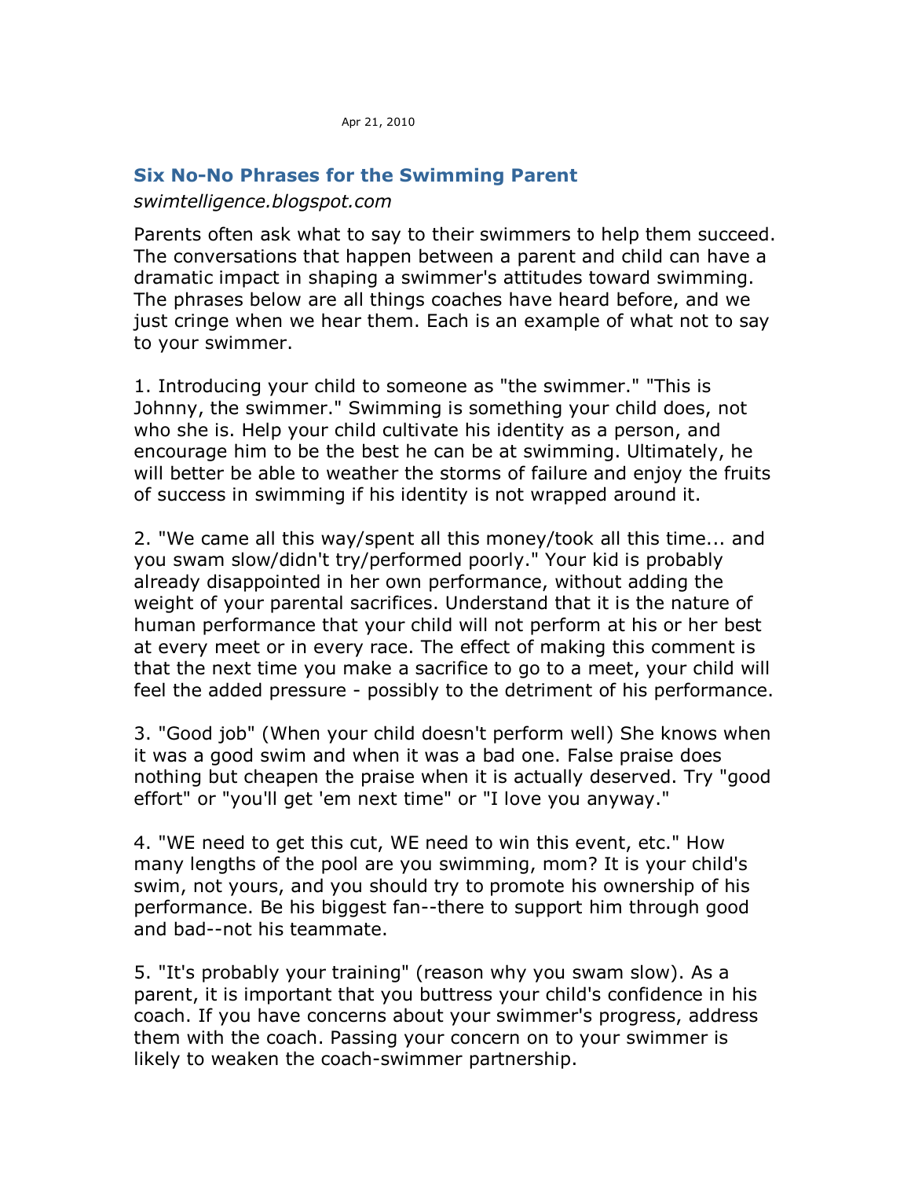Apr 21, 2010

## Six No-No Phrases for the Swimming Parent

*swimtelligence.blogspot.com*

Parents often ask what to say to their swimmers to help them succeed. The conversations that happen between a parent and child can have a dramatic impact in shaping a swimmer's attitudes toward swimming. The phrases below are all things coaches have heard before, and we just cringe when we hear them. Each is an example of what not to say to your swimmer.

1. Introducing your child to someone as "the swimmer." "This is Johnny, the swimmer." Swimming is something your child does, not who she is. Help your child cultivate his identity as a person, and encourage him to be the best he can be at swimming. Ultimately, he will better be able to weather the storms of failure and enjoy the fruits of success in swimming if his identity is not wrapped around it.

2. "We came all this way/spent all this money/took all this time... and you swam slow/didn't try/performed poorly." Your kid is probably already disappointed in her own performance, without adding the weight of your parental sacrifices. Understand that it is the nature of human performance that your child will not perform at his or her best at every meet or in every race. The effect of making this comment is that the next time you make a sacrifice to go to a meet, your child will feel the added pressure - possibly to the detriment of his performance.

3. "Good job" (When your child doesn't perform well) She knows when it was a good swim and when it was a bad one. False praise does nothing but cheapen the praise when it is actually deserved. Try "good effort" or "you'll get 'em next time" or "I love you anyway."

4. "WE need to get this cut, WE need to win this event, etc." How many lengths of the pool are you swimming, mom? It is your child's swim, not yours, and you should try to promote his ownership of his performance. Be his biggest fan--there to support him through good and bad--not his teammate.

5. "It's probably your training" (reason why you swam slow). As a parent, it is important that you buttress your child's confidence in his coach. If you have concerns about your swimmer's progress, address them with the coach. Passing your concern on to your swimmer is likely to weaken the coach-swimmer partnership.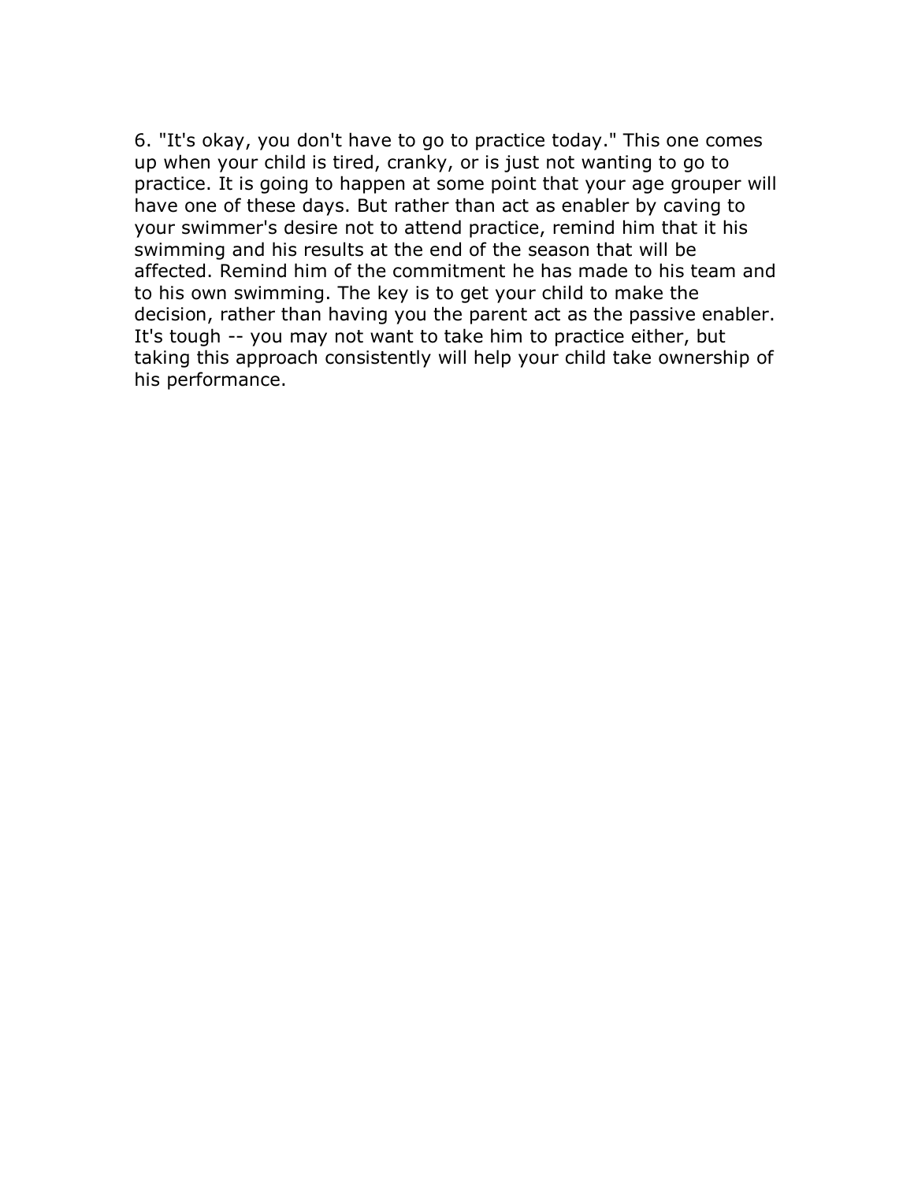6. "It's okay, you don't have to go to practice today." This one comes up when your child is tired, cranky, or is just not wanting to go to practice. It is going to happen at some point that your age grouper will have one of these days. But rather than act as enabler by caving to your swimmer's desire not to attend practice, remind him that it his swimming and his results at the end of the season that will be affected. Remind him of the commitment he has made to his team and to his own swimming. The key is to get your child to make the decision, rather than having you the parent act as the passive enabler. It's tough -- you may not want to take him to practice either, but taking this approach consistently will help your child take ownership of his performance.